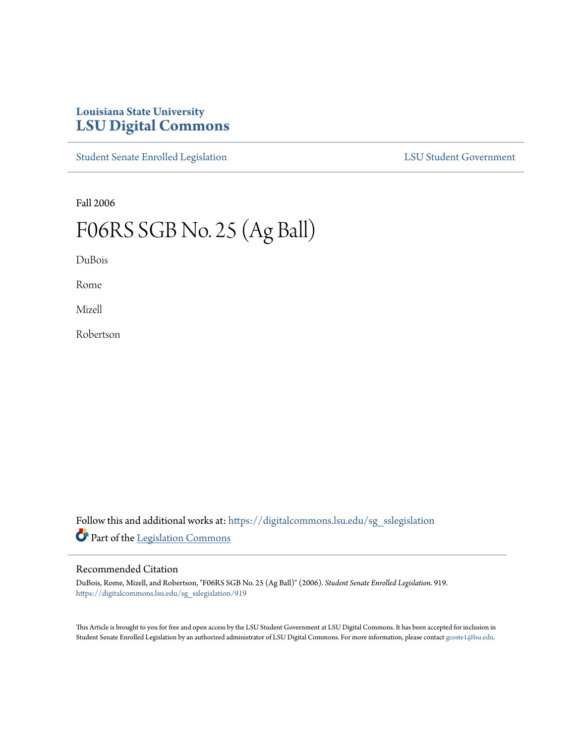Louisiana State University
# LSU Digital Commons

Student Senate Enrolled Legislation | LSU Student Government

Fall 2006

# F06RS SGB No. 25 (Ag Ball)

DuBois

Rome

Mizell

Robertson

Follow this and additional works at: https://digitalcommons.lsu.edu/sg_sslegislation

Part of the Legislation Commons

## Recommended Citation

DuBois, Rome, Mizell, and Robertson, "F06RS SGB No. 25 (Ag Ball)" (2006). *Student Senate Enrolled Legislation*. 919.
https://digitalcommons.lsu.edu/sg_sslegislation/919

This Article is brought to you for free and open access by the LSU Student Government at LSU Digital Commons. It has been accepted for inclusion in Student Senate Enrolled Legislation by an authorized administrator of LSU Digital Commons. For more information, please contact gcoste1@lsu.edu.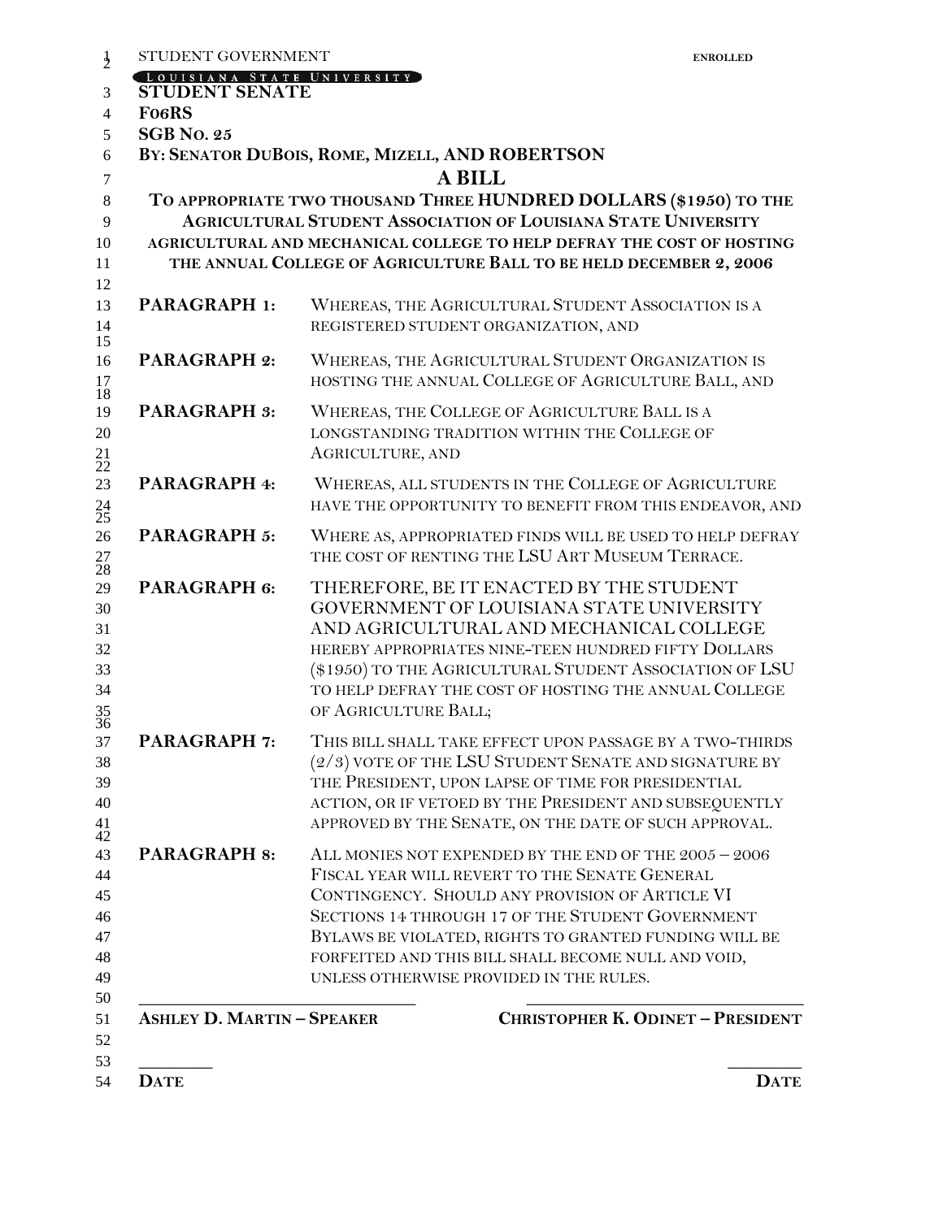STUDENT GOVERNMENT **ENROLLED**

LOUISIANA STATE UNIVERSITY

**STUDENT SENATE**

**F06RS**

**SGB NO. 25**

**BY: SENATOR DUBOIS, ROME, MIZELL, AND ROBERTSON**

# A BILL

**TO APPROPRIATE TWO THOUSAND THREE HUNDRED DOLLARS ($1950) TO THE AGRICULTURAL STUDENT ASSOCIATION OF LOUISIANA STATE UNIVERSITY AGRICULTURAL AND MECHANICAL COLLEGE TO HELP DEFRAY THE COST OF HOSTING THE ANNUAL COLLEGE OF AGRICULTURE BALL TO BE HELD DECEMBER 2, 2006**

**PARAGRAPH 1:** WHEREAS, THE AGRICULTURAL STUDENT ASSOCIATION IS A REGISTERED STUDENT ORGANIZATION, AND

**PARAGRAPH 2:** WHEREAS, THE AGRICULTURAL STUDENT ORGANIZATION IS HOSTING THE ANNUAL COLLEGE OF AGRICULTURE BALL, AND

**PARAGRAPH 3:** WHEREAS, THE COLLEGE OF AGRICULTURE BALL IS A LONGSTANDING TRADITION WITHIN THE COLLEGE OF AGRICULTURE, AND

**PARAGRAPH 4:** WHEREAS, ALL STUDENTS IN THE COLLEGE OF AGRICULTURE HAVE THE OPPORTUNITY TO BENEFIT FROM THIS ENDEAVOR, AND

**PARAGRAPH 5:** WHERE AS, APPROPRIATED FINDS WILL BE USED TO HELP DEFRAY THE COST OF RENTING THE LSU ART MUSEUM TERRACE.

**PARAGRAPH 6:** THEREFORE, BE IT ENACTED BY THE STUDENT GOVERNMENT OF LOUISIANA STATE UNIVERSITY AND AGRICULTURAL AND MECHANICAL COLLEGE HEREBY APPROPRIATES NINE-TEEN HUNDRED FIFTY DOLLARS ($1950) TO THE AGRICULTURAL STUDENT ASSOCIATION OF LSU TO HELP DEFRAY THE COST OF HOSTING THE ANNUAL COLLEGE OF AGRICULTURE BALL;

**PARAGRAPH 7:** THIS BILL SHALL TAKE EFFECT UPON PASSAGE BY A TWO-THIRDS (2/3) VOTE OF THE LSU STUDENT SENATE AND SIGNATURE BY THE PRESIDENT, UPON LAPSE OF TIME FOR PRESIDENTIAL ACTION, OR IF VETOED BY THE PRESIDENT AND SUBSEQUENTLY APPROVED BY THE SENATE, ON THE DATE OF SUCH APPROVAL.

**PARAGRAPH 8:** ALL MONIES NOT EXPENDED BY THE END OF THE 2005 – 2006 FISCAL YEAR WILL REVERT TO THE SENATE GENERAL CONTINGENCY. SHOULD ANY PROVISION OF ARTICLE VI SECTIONS 14 THROUGH 17 OF THE STUDENT GOVERNMENT BYLAWS BE VIOLATED, RIGHTS TO GRANTED FUNDING WILL BE FORFEITED AND THIS BILL SHALL BECOME NULL AND VOID, UNLESS OTHERWISE PROVIDED IN THE RULES.

______________________________ ______________________________

**ASHLEY D. MARTIN – SPEAKER** **CHRISTOPHER K. ODINET – PRESIDENT**

________ ________

**DATE** **DATE**